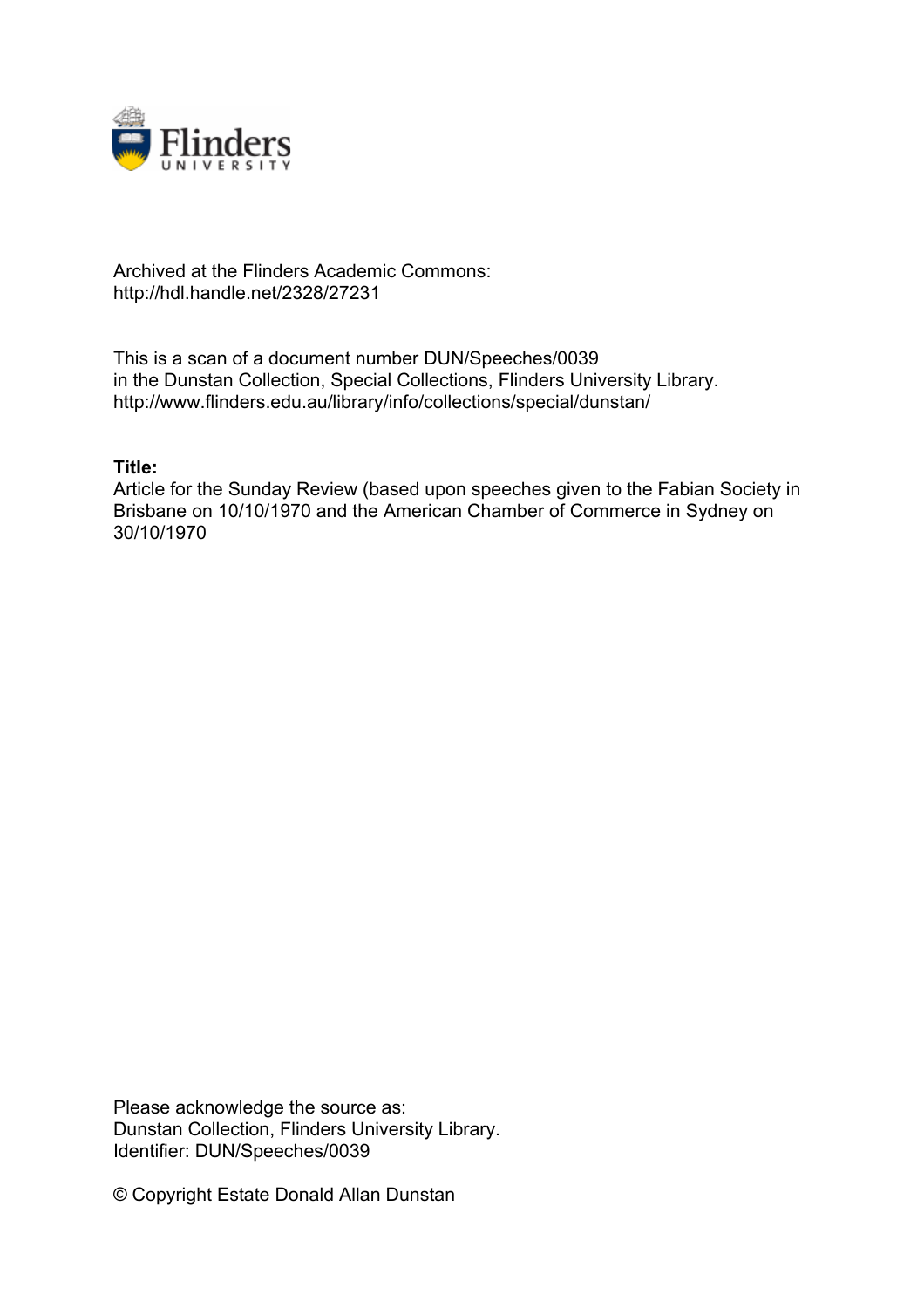Archived at the Flinders Academic Commons:
http://hdl.handle.net/2328/27231

This is a scan of a document number DUN/Speeches/0039
in the Dunstan Collection, Special Collections, Flinders University Library.
http://www.flinders.edu.au/library/info/collections/special/dunstan/

**Title:**
Article for the Sunday Review (based upon speeches given to the Fabian Society in Brisbane on 10/10/1970 and the American Chamber of Commerce in Sydney on 30/10/1970

Please acknowledge the source as:
Dunstan Collection, Flinders University Library.
Identifier: DUN/Speeches/0039

© Copyright Estate Donald Allan Dunstan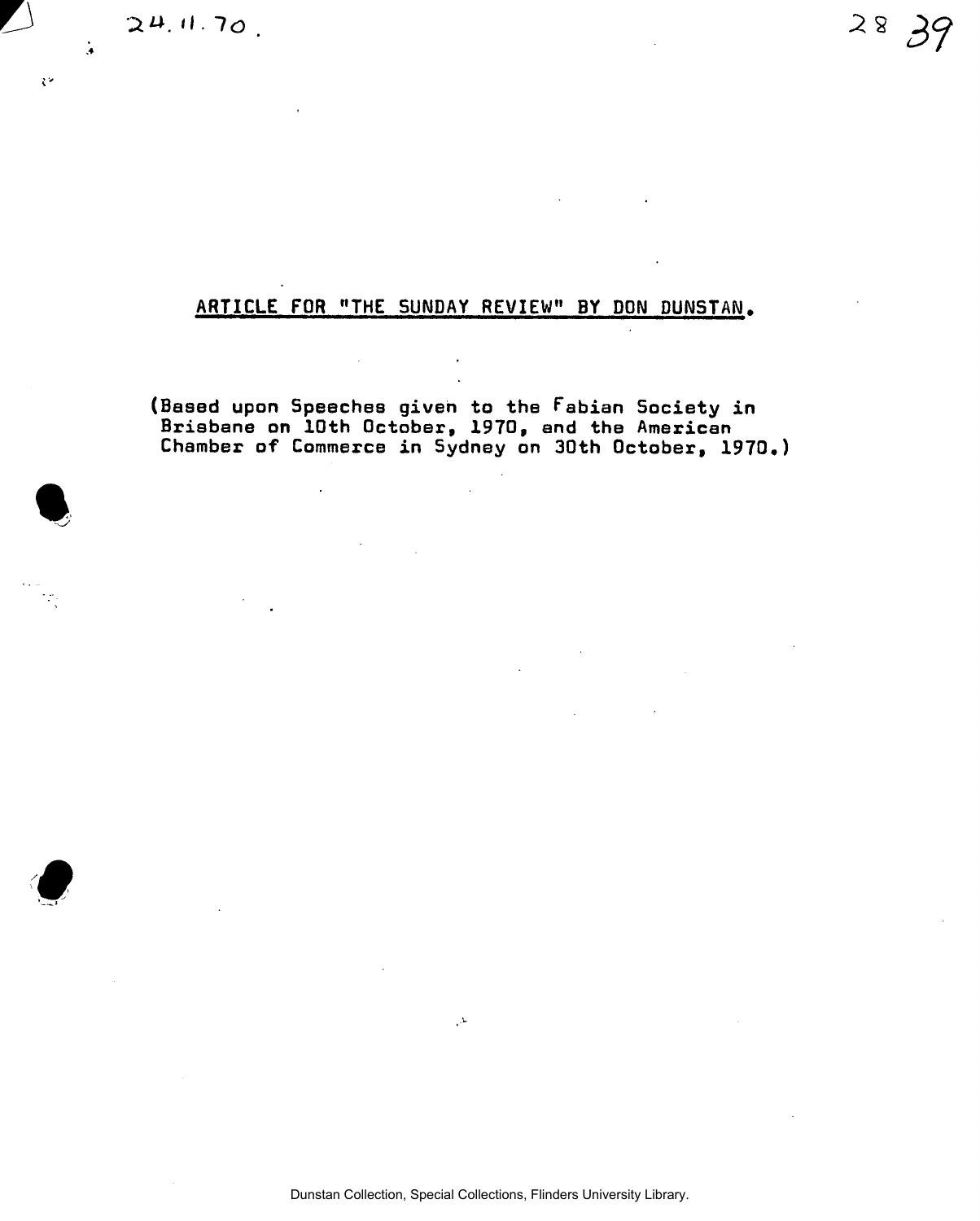24.11.70.

## ARTICLE FOR "THE SUNDAY REVIEW" BY DON DUNSTAN.

(Based upon Speeches given to the Fabian Society in Brisbane on 10th October, 1970, and the American Chamber of Commerce in Sydney on 30th October, 1970.)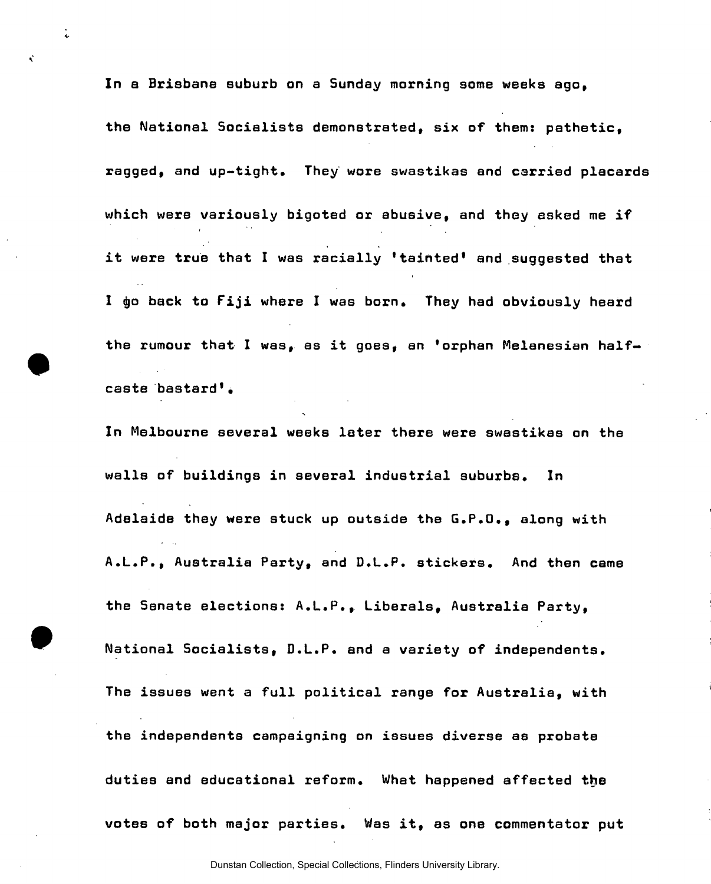In a Brisbane suburb on a Sunday morning some weeks ago, the National Socialists demonstrated, six of them: pathetic, ragged, and up-tight. They wore swastikas and carried placards which were variously bigoted or abusive, and they asked me if it were true that I was racially 'tainted' and suggested that I go back to Fiji where I was born. They had obviously heard the rumour that I was, as it goes, an 'orphan Melanesian half-caste bastard'.

In Melbourne several weeks later there were swastikas on the walls of buildings in several industrial suburbs. In Adelaide they were stuck up outside the G.P.O., along with A.L.P., Australia Party, and D.L.P. stickers. And then came the Senate elections: A.L.P., Liberals, Australia Party, National Socialists, D.L.P. and a variety of independents. The issues went a full political range for Australia, with the independents campaigning on issues diverse as probate duties and educational reform. What happened affected the votes of both major parties. Was it, as one commentator put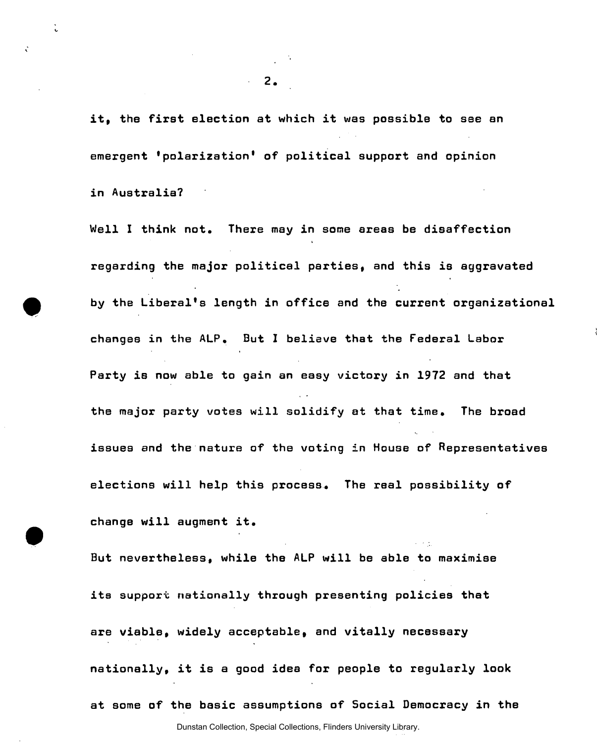it, the first election at which it was possible to see an emergent 'polarization' of political support and opinion in Australia?

Well I think not. There may in some areas be disaffection regarding the major political parties, and this is aggravated by the Liberal's length in office and the current organizational changes in the ALP. But I believe that the Federal Labor Party is now able to gain an easy victory in 1972 and that the major party votes will solidify at that time. The broad issues and the nature of the voting in House of Representatives elections will help this process. The real possibility of change will augment it.

But nevertheless, while the ALP will be able to maximise its support nationally through presenting policies that are viable, widely acceptable, and vitally necessary nationally, it is a good idea for people to regularly look at some of the basic assumptions of Social Democracy in the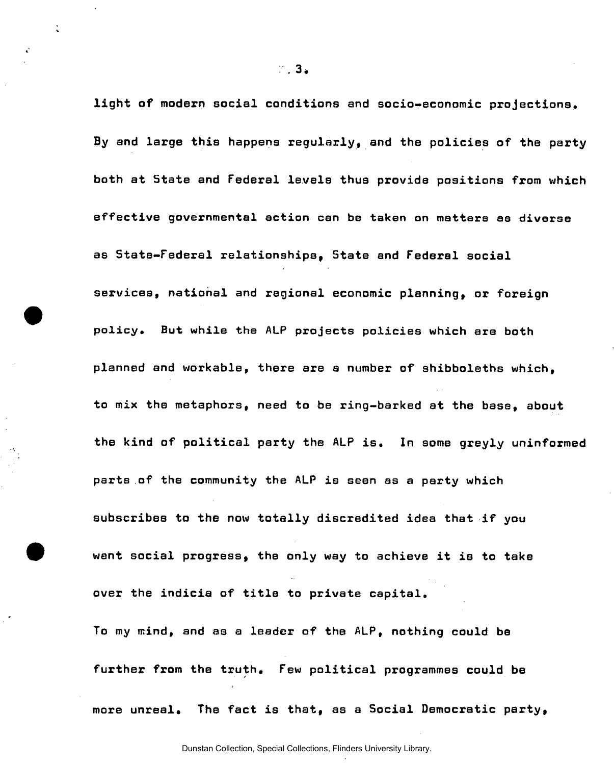light of modern social conditions and socio-economic projections. By and large this happens regularly, and the policies of the party both at State and Federal levels thus provide positions from which effective governmental action can be taken on matters as diverse as State-Federal relationships, State and Federal social services, national and regional economic planning, or foreign policy. But while the ALP projects policies which are both planned and workable, there are a number of shibboleths which, to mix the metaphors, need to be ring-barked at the base, about the kind of political party the ALP is. In some greyly uninformed parts of the community the ALP is seen as a party which subscribes to the now totally discredited idea that if you want social progress, the only way to achieve it is to take over the indicia of title to private capital.

To my mind, and as a leader of the ALP, nothing could be further from the truth. Few political programmes could be more unreal. The fact is that, as a Social Democratic party,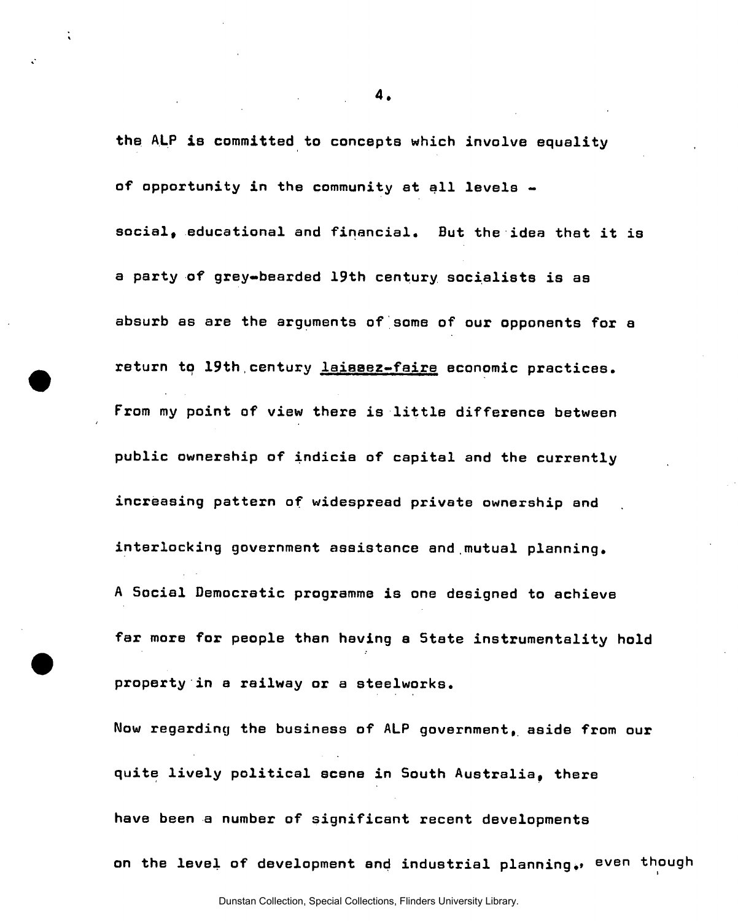the ALP is committed to concepts which involve equality of opportunity in the community at all levels - social, educational and financial. But the idea that it is a party of grey-bearded 19th century socialists is as absurb as are the arguments of some of our opponents for a return to 19th century laissez-faire economic practices. From my point of view there is little difference between public ownership of indicia of capital and the currently increasing pattern of widespread private ownership and interlocking government assistance and mutual planning. A Social Democratic programme is one designed to achieve far more for people than having a State instrumentality hold property in a railway or a steelworks.

Now regarding the business of ALP government, aside from our quite lively political scene in South Australia, there have been a number of significant recent developments on the level of development and industrial planning., even though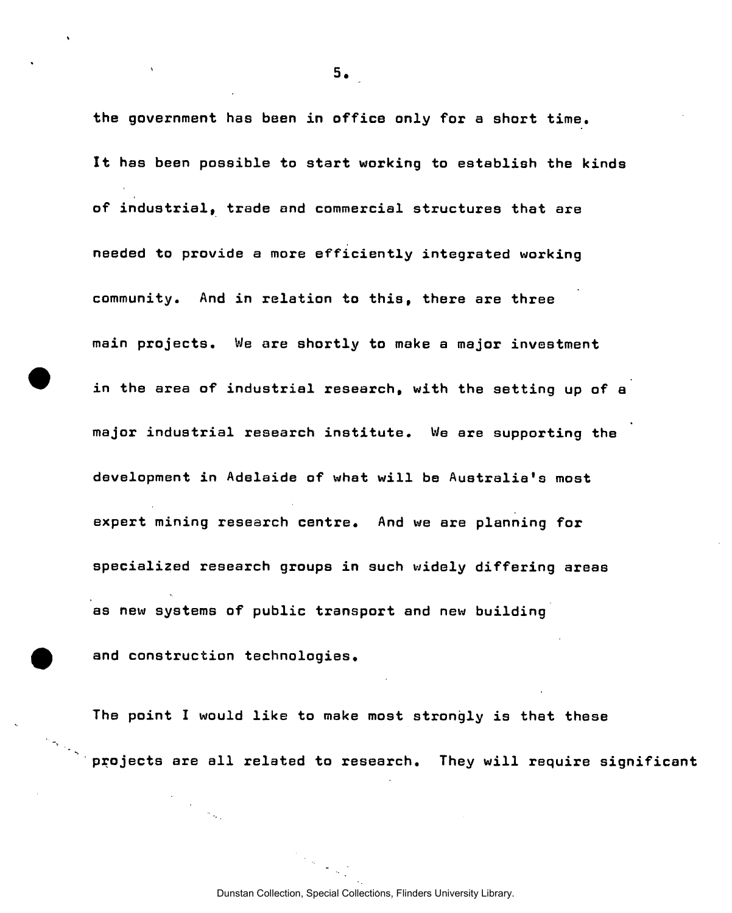the government has been in office only for a short time. It has been possible to start working to establish the kinds of industrial, trade and commercial structures that are needed to provide a more efficiently integrated working community. And in relation to this, there are three main projects. We are shortly to make a major investment in the area of industrial research, with the setting up of a major industrial research institute. We are supporting the development in Adelaide of what will be Australia's most expert mining research centre. And we are planning for specialized research groups in such widely differing areas as new systems of public transport and new building and construction technologies.

The point I would like to make most strongly is that these projects are all related to research. They will require significant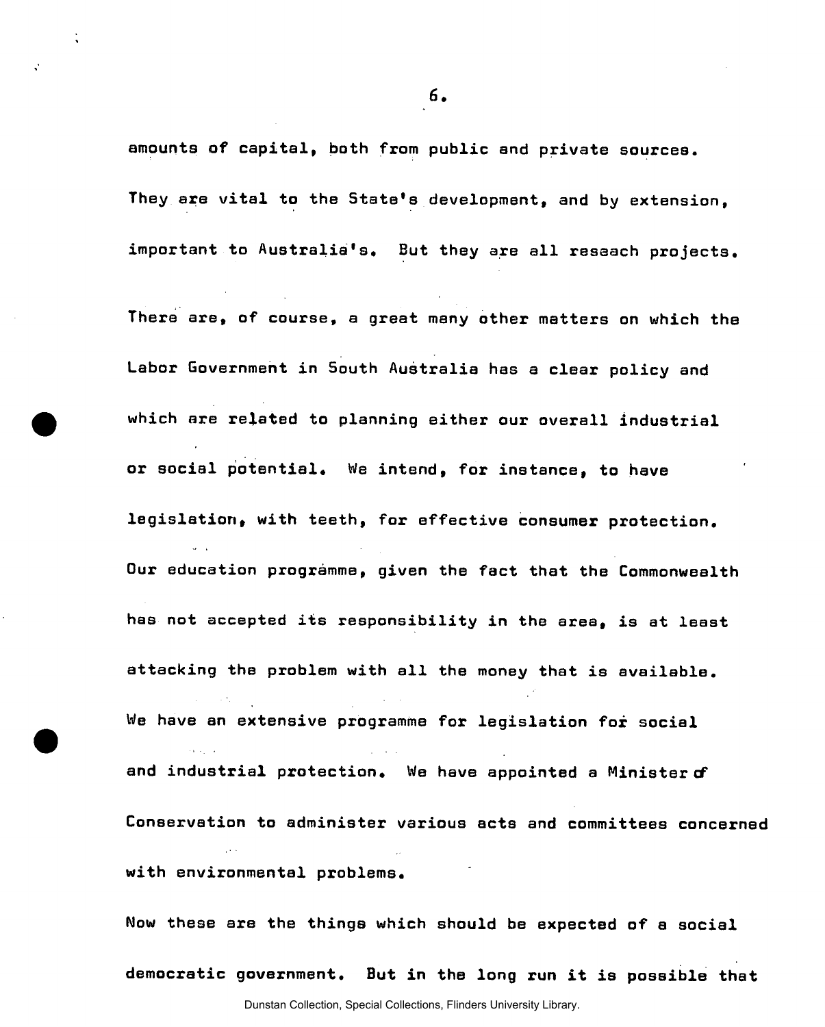amounts of capital, both from public and private sources. They are vital to the State's development, and by extension, important to Australia's. But they are all reseach projects.

There are, of course, a great many other matters on which the Labor Government in South Australia has a clear policy and which are related to planning either our overall industrial or social potential. We intend, for instance, to have legislation, with teeth, for effective consumer protection. Our education programme, given the fact that the Commonwealth has not accepted its responsibility in the area, is at least attacking the problem with all the money that is available. We have an extensive programme for legislation for social and industrial protection. We have appointed a Minister of Conservation to administer various acts and committees concerned with environmental problems.

Now these are the things which should be expected of a social democratic government. But in the long run it is possible that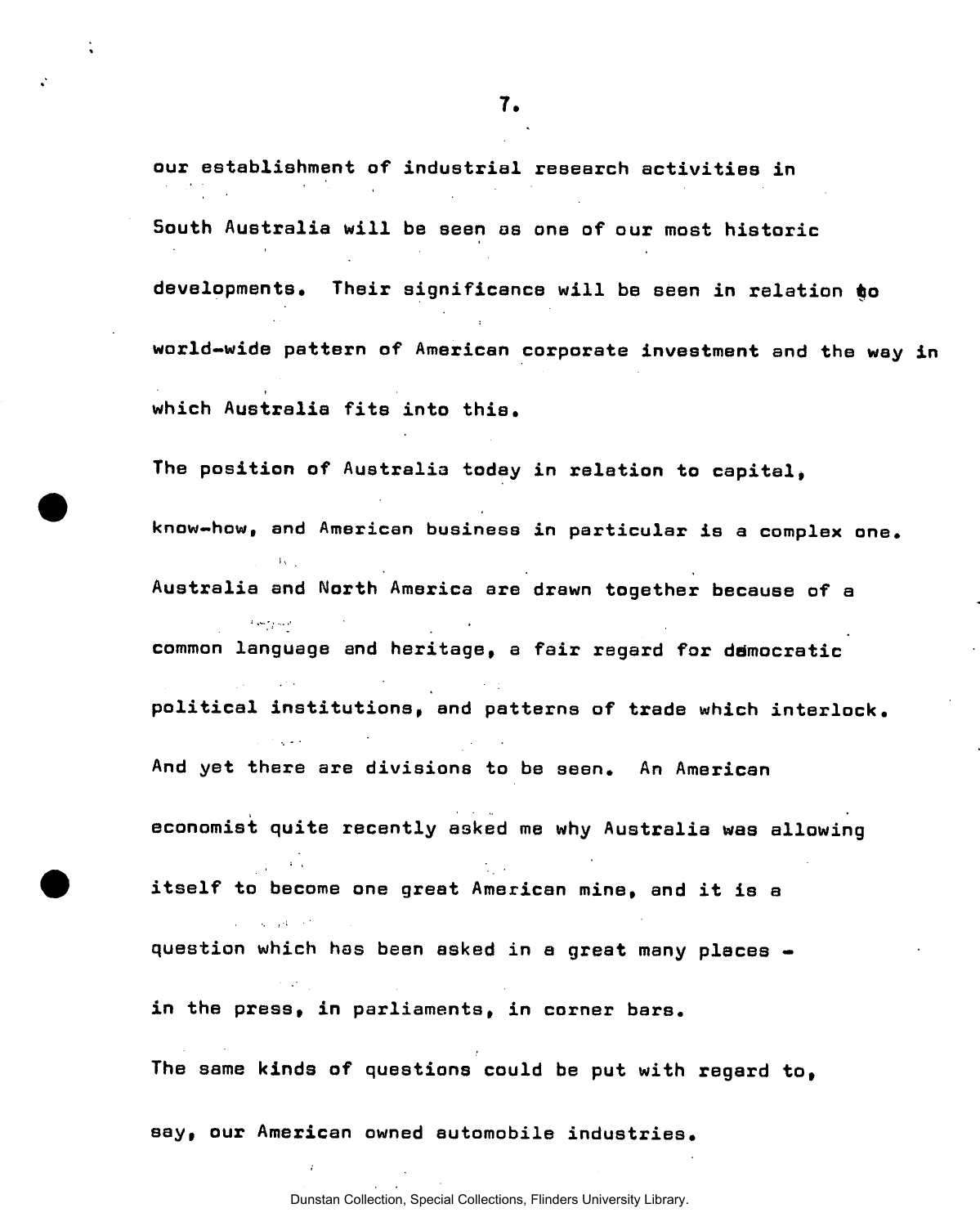our establishment of industrial research activities in South Australia will be seen as one of our most historic developments. Their significance will be seen in relation to world-wide pattern of American corporate investment and the way in which Australia fits into this.

The position of Australia today in relation to capital, know-how, and American business in particular is a complex one. Australia and North America are drawn together because of a common language and heritage, a fair regard for democratic political institutions, and patterns of trade which interlock. And yet there are divisions to be seen. An American economist quite recently asked me why Australia was allowing itself to become one great American mine, and it is a question which has been asked in a great many places - in the press, in parliaments, in corner bars.

The same kinds of questions could be put with regard to, say, our American owned automobile industries.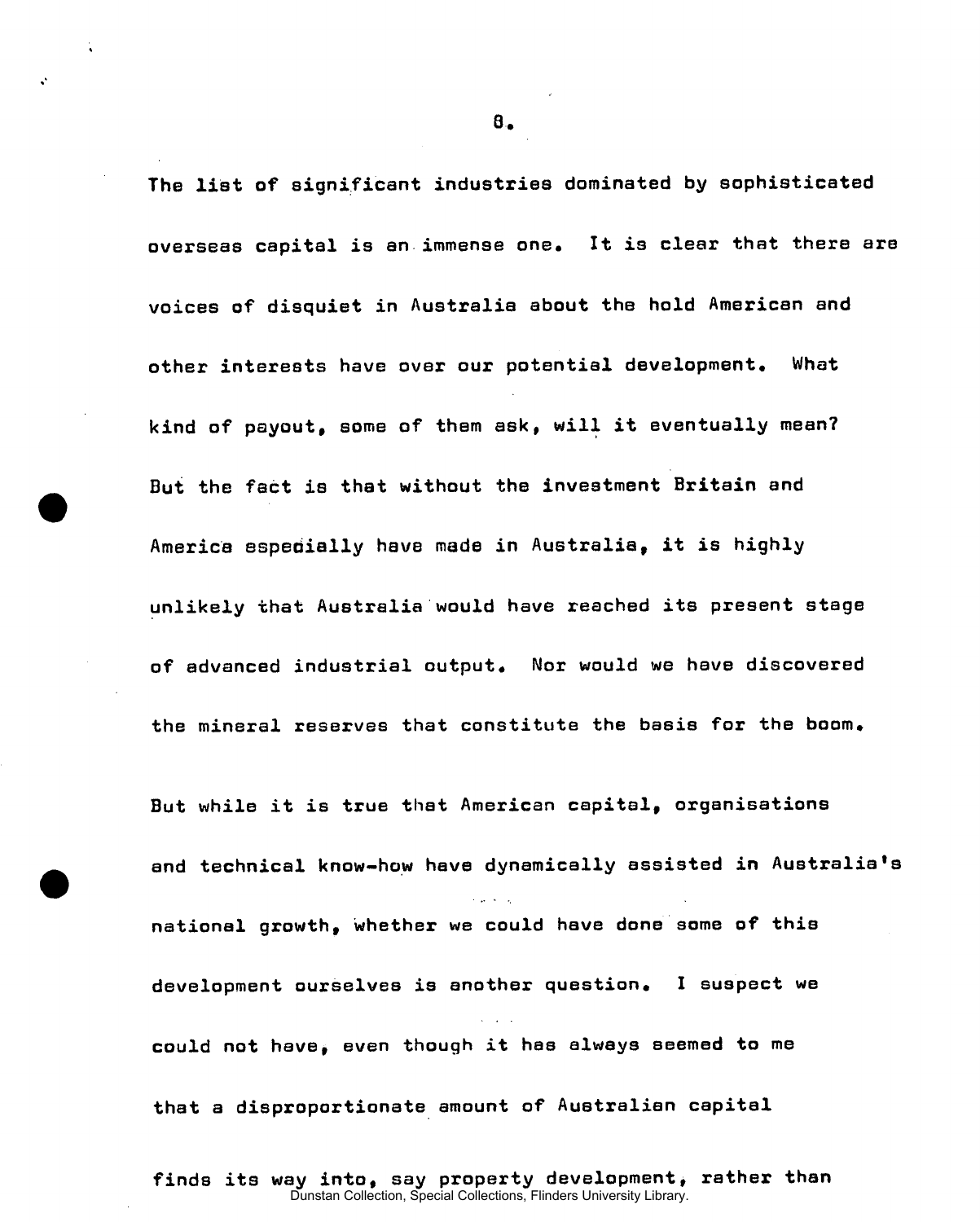The list of significant industries dominated by sophisticated overseas capital is an immense one. It is clear that there are voices of disquiet in Australia about the hold American and other interests have over our potential development. What kind of payout, some of them ask, will it eventually mean? But the fact is that without the investment Britain and America especially have made in Australia, it is highly unlikely that Australia would have reached its present stage of advanced industrial output. Nor would we have discovered the mineral reserves that constitute the basis for the boom.

But while it is true that American capital, organisations and technical know-how have dynamically assisted in Australia's national growth, whether we could have done some of this development ourselves is another question. I suspect we could not have, even though it has always seemed to me that a disproportionate amount of Australian capital finds its way into, say property development, rather than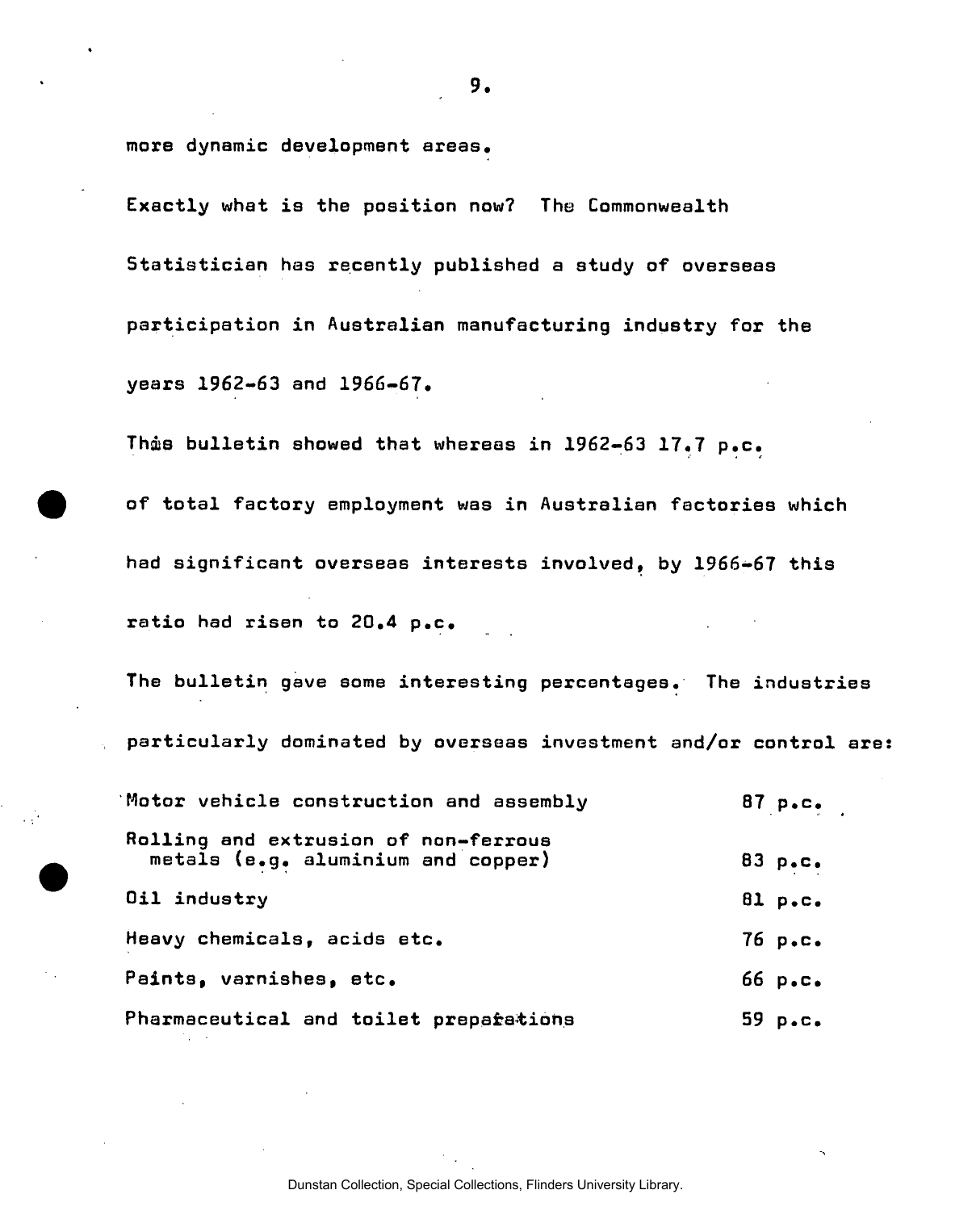more dynamic development areas.

Exactly what is the position now? The Commonwealth Statistician has recently published a study of overseas participation in Australian manufacturing industry for the years 1962-63 and 1966-67.

This bulletin showed that whereas in 1962-63 17.7 p.c. of total factory employment was in Australian factories which had significant overseas interests involved, by 1966-67 this ratio had risen to 20.4 p.c.

The bulletin gave some interesting percentages. The industries particularly dominated by overseas investment and/or control are:

| | |
|---|---|
| Motor vehicle construction and assembly | 87 p.c. |
| Rolling and extrusion of non-ferrous metals (e.g. aluminium and copper) | 83 p.c. |
| Oil industry | 81 p.c. |
| Heavy chemicals, acids etc. | 76 p.c. |
| Paints, varnishes, etc. | 66 p.c. |
| Pharmaceutical and toilet preparations | 59 p.c. |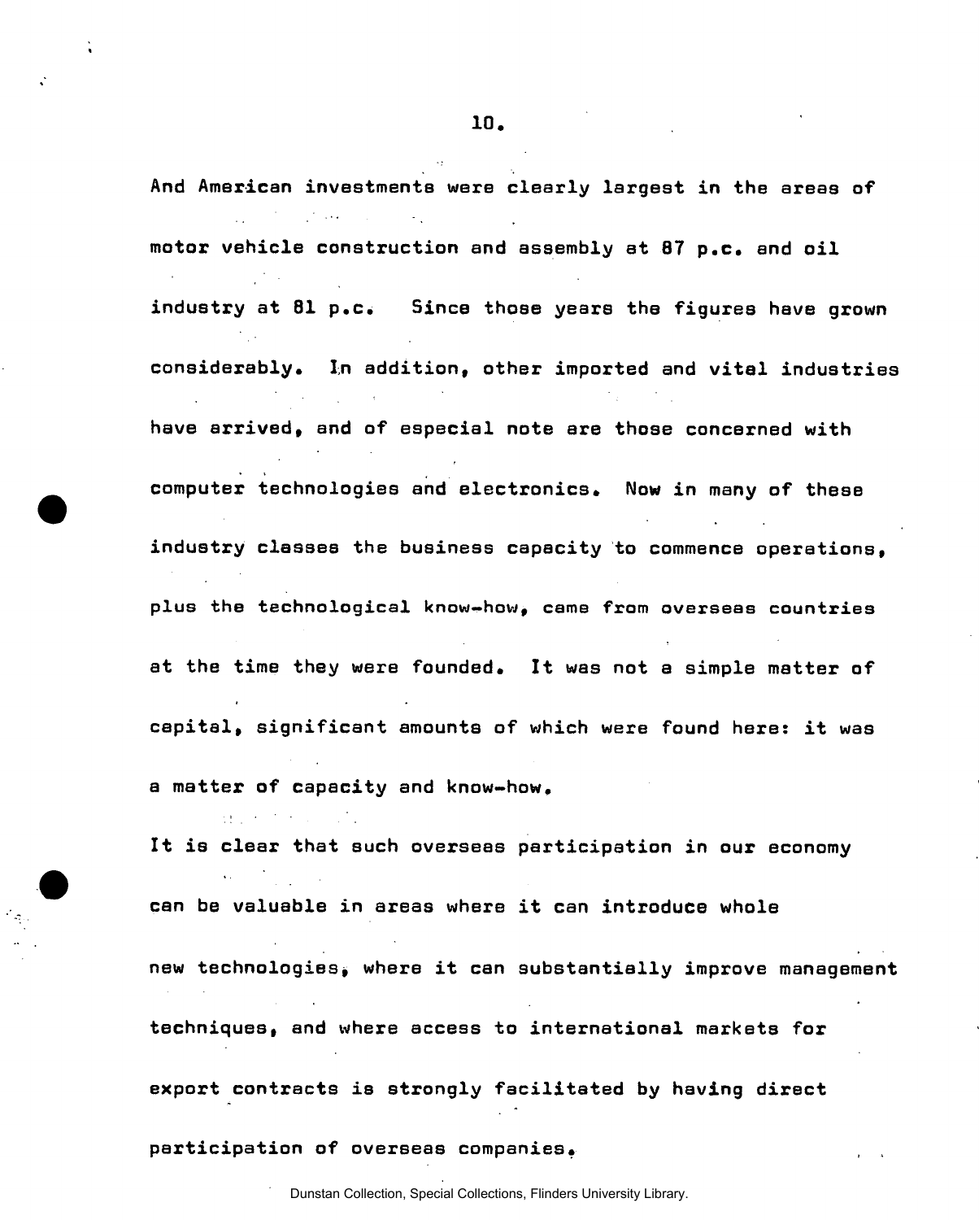And American investments were clearly largest in the areas of motor vehicle construction and assembly at 87 p.c. and oil industry at 81 p.c. Since those years the figures have grown considerably. In addition, other imported and vital industries have arrived, and of especial note are those concerned with computer technologies and electronics. Now in many of these industry classes the business capacity to commence operations, plus the technological know-how, came from overseas countries at the time they were founded. It was not a simple matter of capital, significant amounts of which were found here: it was a matter of capacity and know-how.

It is clear that such overseas participation in our economy can be valuable in areas where it can introduce whole new technologies, where it can substantially improve management techniques, and where access to international markets for export contracts is strongly facilitated by having direct participation of overseas companies.

Dunstan Collection, Special Collections, Flinders University Library.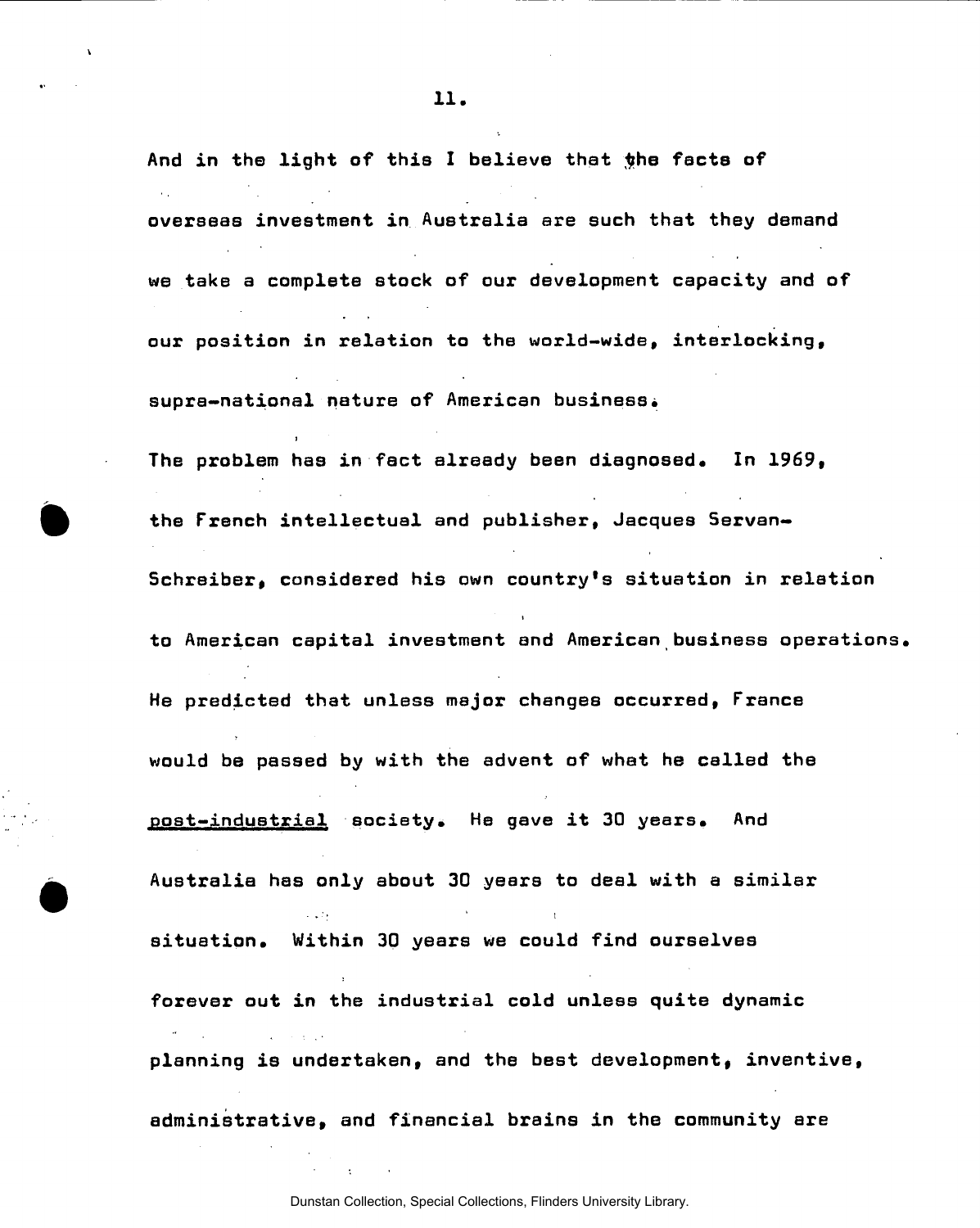And in the light of this I believe that the facts of overseas investment in Australia are such that they demand we take a complete stock of our development capacity and of our position in relation to the world-wide, interlocking, supra-national nature of American business.

The problem has in fact already been diagnosed. In 1969, the French intellectual and publisher, Jacques Servan-Schreiber, considered his own country's situation in relation to American capital investment and American business operations. He predicted that unless major changes occurred, France would be passed by with the advent of what he called the post-industrial society. He gave it 30 years. And Australia has only about 30 years to deal with a similar situation. Within 30 years we could find ourselves forever out in the industrial cold unless quite dynamic planning is undertaken, and the best development, inventive, administrative, and financial brains in the community are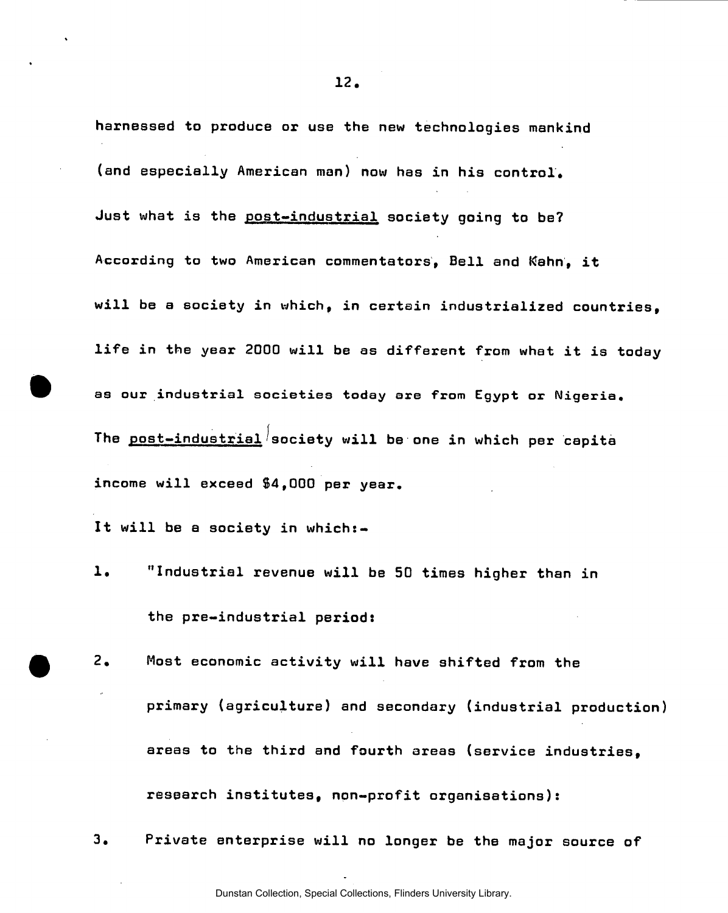harnessed to produce or use the new technologies mankind (and especially American man) now has in his control.

Just what is the <u>post-industrial</u> society going to be? According to two American commentators, Bell and Kahn, it will be a society in which, in certain industrialized countries, life in the year 2000 will be as different from what it is today as our industrial societies today are from Egypt or Nigeria. The <u>post-industrial</u> society will be one in which per capita income will exceed $4,000 per year.

It will be a society in which:-

1. "Industrial revenue will be 50 times higher than in the pre-industrial period:
2. Most economic activity will have shifted from the primary (agriculture) and secondary (industrial production) areas to the third and fourth areas (service industries, research institutes, non-profit organisations):
3. Private enterprise will no longer be the major source of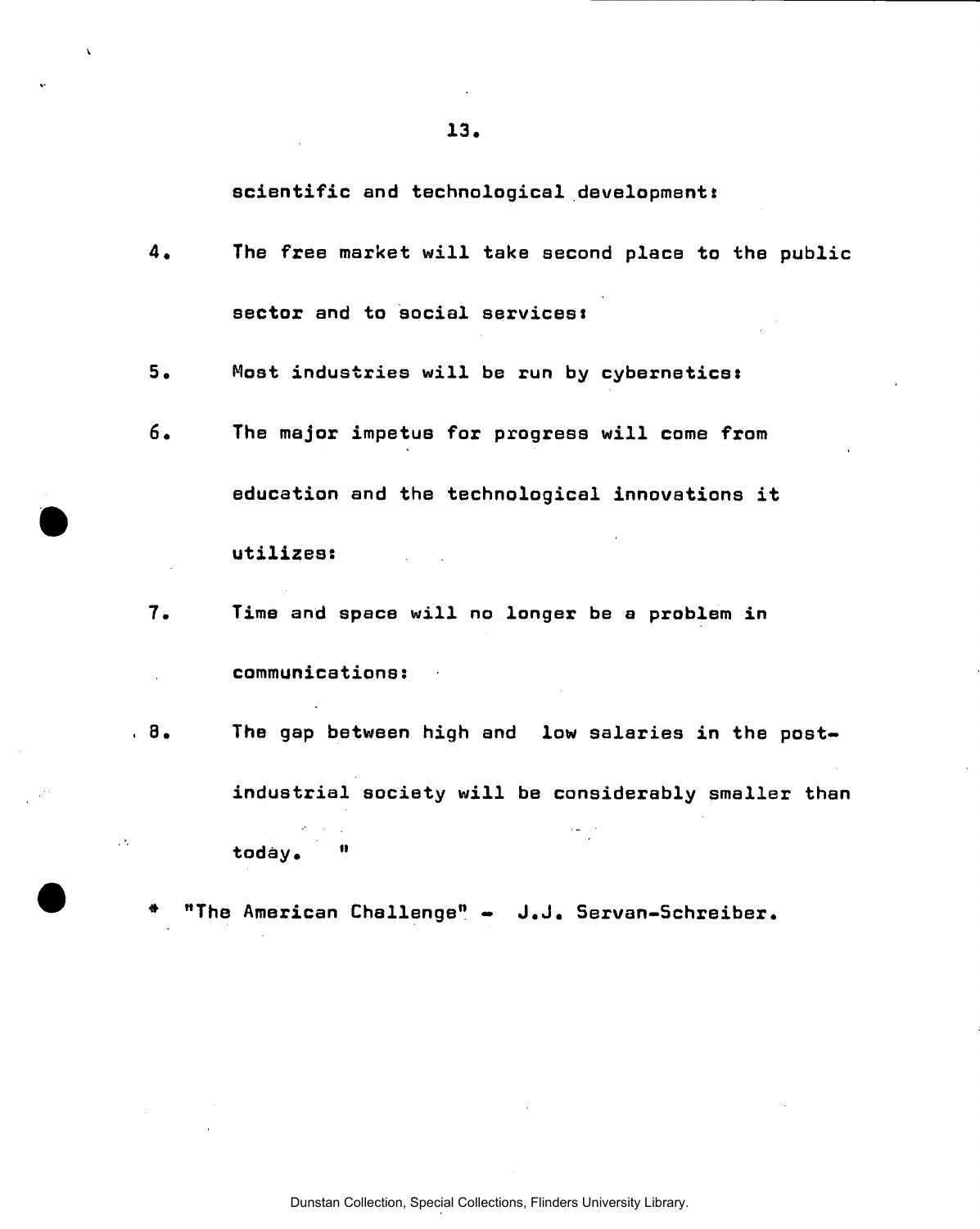scientific and technological development:

4. The free market will take second place to the public sector and to social services:

5. Most industries will be run by cybernetics:

6. The major impetus for progress will come from education and the technological innovations it utilizes:

7. Time and space will no longer be a problem in communications:

8. The gap between high and low salaries in the post-industrial society will be considerably smaller than today. "

* "The American Challenge" - J.J. Servan-Schreiber.

Dunstan Collection, Special Collections, Flinders University Library.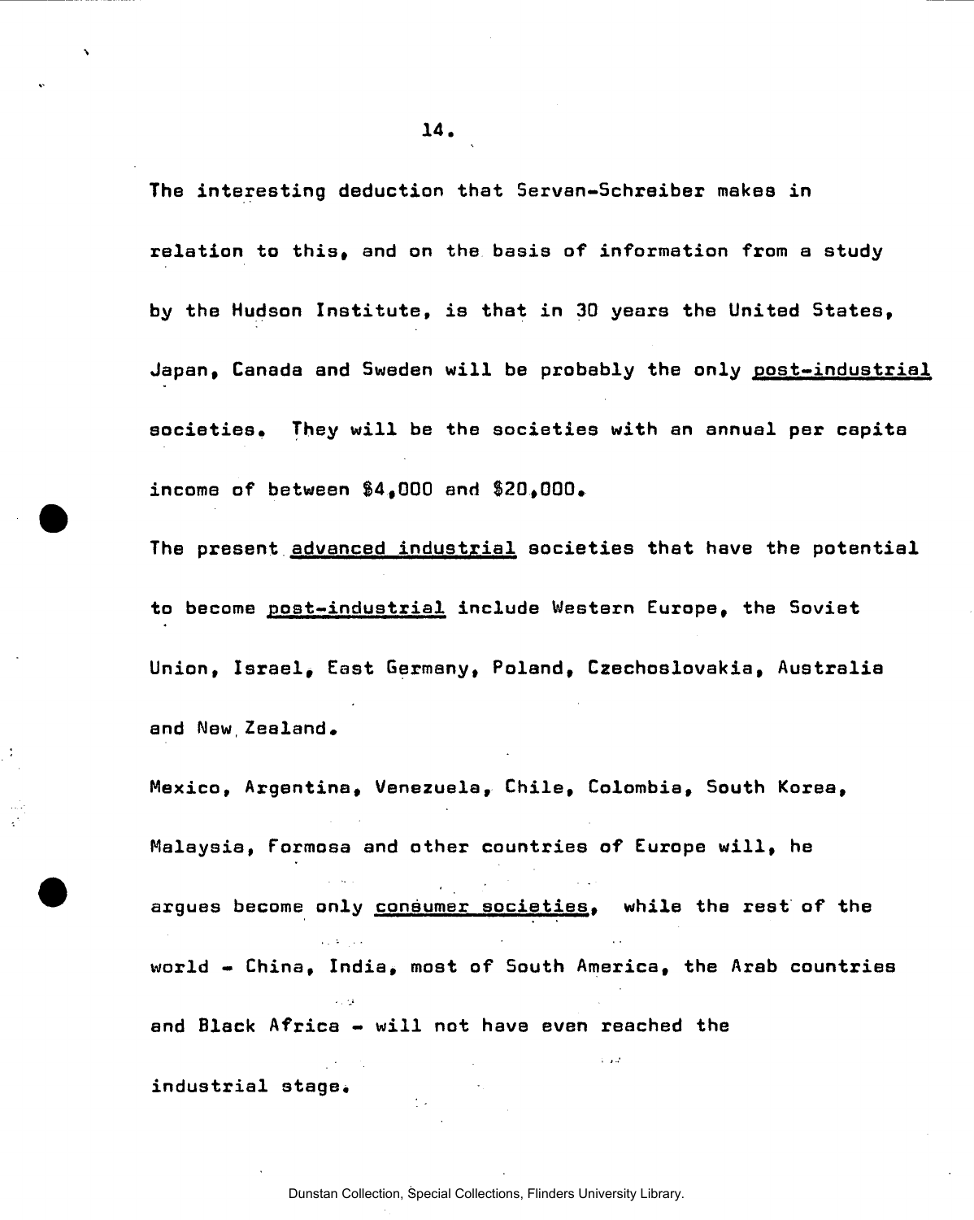The interesting deduction that Servan-Schreiber makes in relation to this, and on the basis of information from a study by the Hudson Institute, is that in 30 years the United States, Japan, Canada and Sweden will be probably the only <u>post-industrial</u> societies. They will be the societies with an annual per capita income of between $4,000 and $20,000.

The present <u>advanced industrial</u> societies that have the potential to become <u>post-industrial</u> include Western Europe, the Soviet Union, Israel, East Germany, Poland, Czechoslovakia, Australia and New Zealand.

Mexico, Argentina, Venezuela, Chile, Colombia, South Korea, Malaysia, Formosa and other countries of Europe will, he argues become only <u>consumer societies</u>, while the rest of the world - China, India, most of South America, the Arab countries and Black Africa - will not have even reached the industrial stage.

Dunstan Collection, Special Collections, Flinders University Library.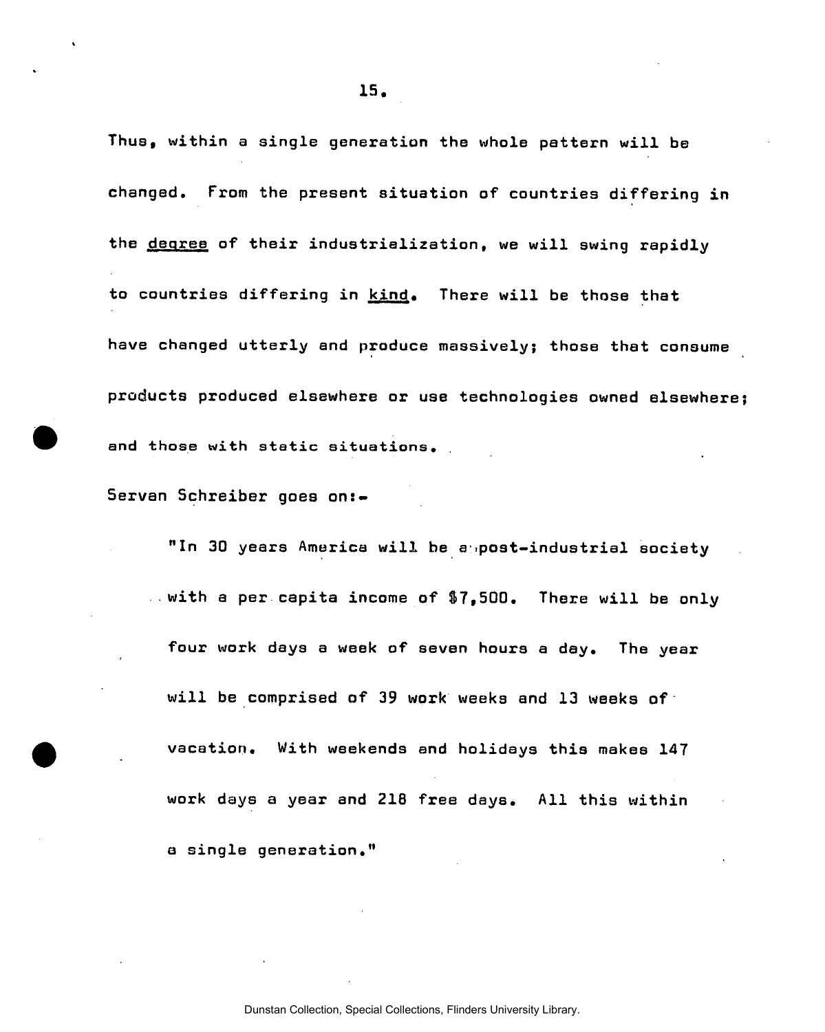Thus, within a single generation the whole pattern will be changed. From the present situation of countries differing in the <u>degree</u> of their industrialization, we will swing rapidly to countries differing in <u>kind</u>. There will be those that have changed utterly and produce massively; those that consume products produced elsewhere or use technologies owned elsewhere; and those with static situations.

Servan Schreiber goes on:-

> "In 30 years America will be a post-industrial society with a per capita income of $7,500. There will be only four work days a week of seven hours a day. The year will be comprised of 39 work weeks and 13 weeks of vacation. With weekends and holidays this makes 147 work days a year and 218 free days. All this within a single generation."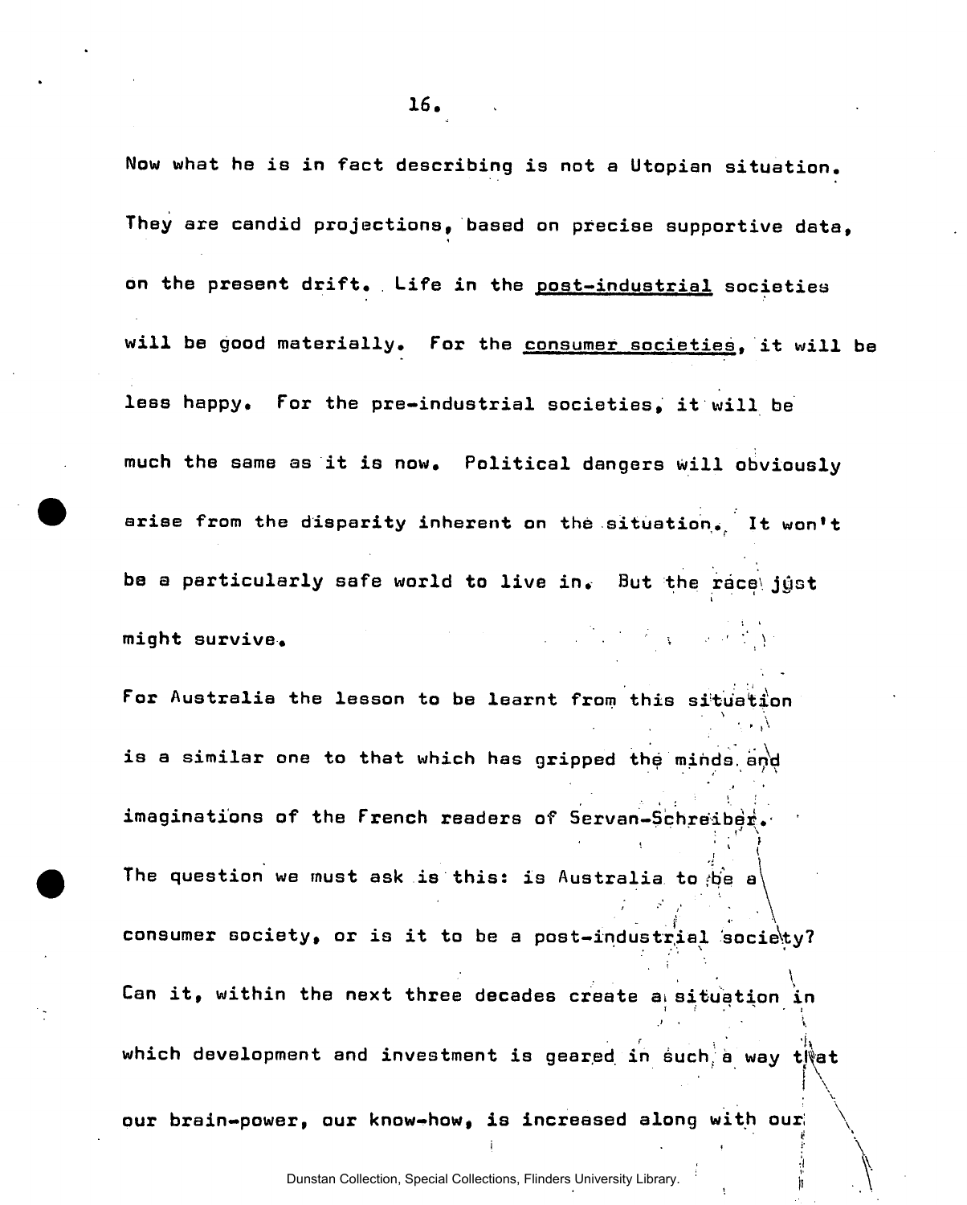Now what he is in fact describing is not a Utopian situation. They are candid projections, based on precise supportive data, on the present drift. Life in the <u>post-industrial</u> societies will be good materially. For the <u>consumer societies</u>, it will be less happy. For the pre-industrial societies, it will be much the same as it is now. Political dangers will obviously arise from the disparity inherent on the situation. It won't be a particularly safe world to live in. But the race just might survive.

For Australia the lesson to be learnt from this situation is a similar one to that which has gripped the minds and imaginations of the French readers of Servan-Schreiber. The question we must ask is this: is Australia to be a consumer society, or is it to be a post-industrial society? Can it, within the next three decades create a situation in which development and investment is geared in such a way that our brain-power, our know-how, is increased along with our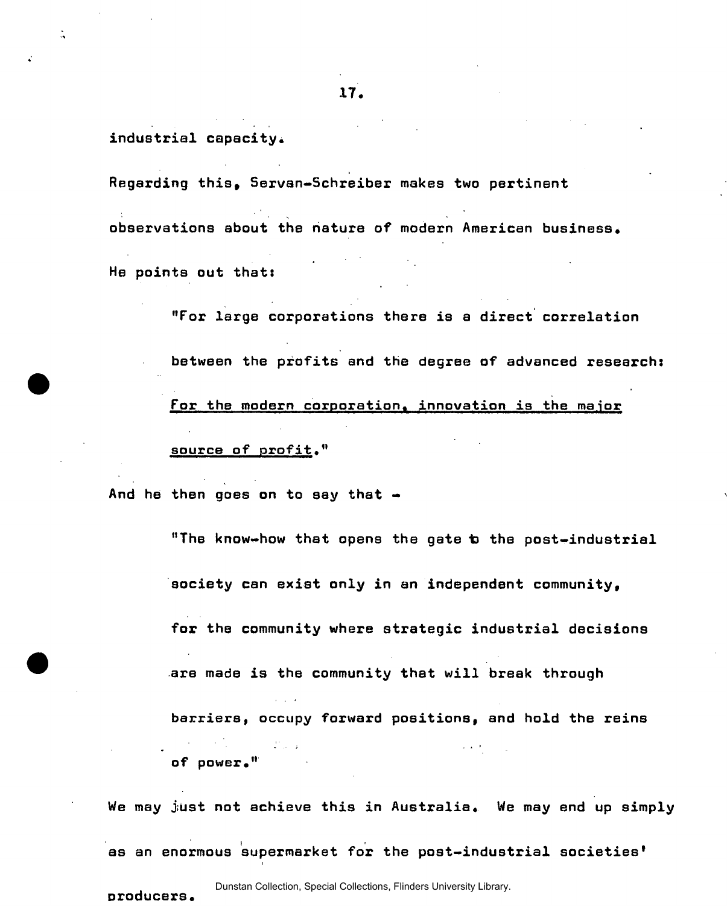industrial capacity.

Regarding this, Servan-Schreiber makes two pertinent observations about the nature of modern American business. He points out that:

> "For large corporations there is a direct correlation between the profits and the degree of advanced research: <u>For the modern corporation, innovation is the major source of profit</u>."

And he then goes on to say that -

> "The know-how that opens the gate to the post-industrial society can exist only in an independent community, for the community where strategic industrial decisions are made is the community that will break through barriers, occupy forward positions, and hold the reins of power."

We may just not achieve this in Australia. We may end up simply as an enormous supermarket for the post-industrial societies' producers.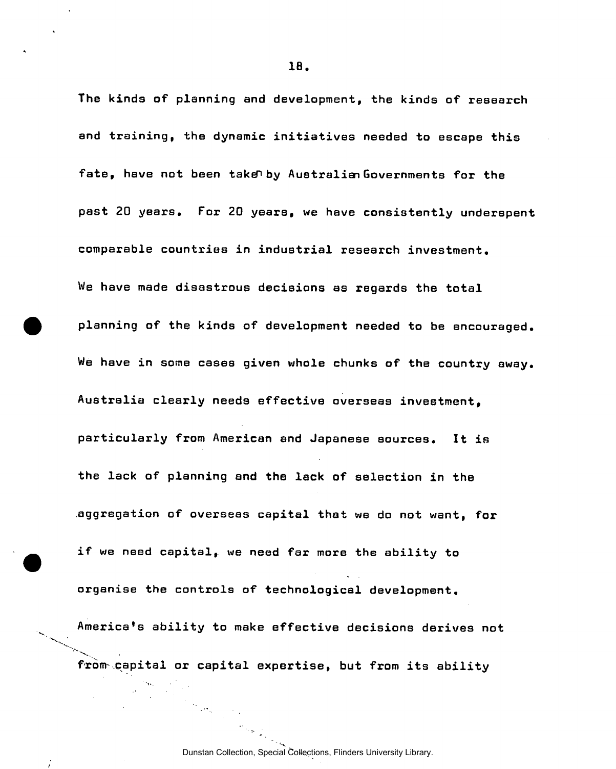The kinds of planning and development, the kinds of research and training, the dynamic initiatives needed to escape this fate, have not been taken by Australian Governments for the past 20 years. For 20 years, we have consistently underspent comparable countries in industrial research investment. We have made disastrous decisions as regards the total planning of the kinds of development needed to be encouraged. We have in some cases given whole chunks of the country away. Australia clearly needs effective overseas investment, particularly from American and Japanese sources. It is the lack of planning and the lack of selection in the aggregation of overseas capital that we do not want, for if we need capital, we need far more the ability to organise the controls of technological development. America's ability to make effective decisions derives not from capital or capital expertise, but from its ability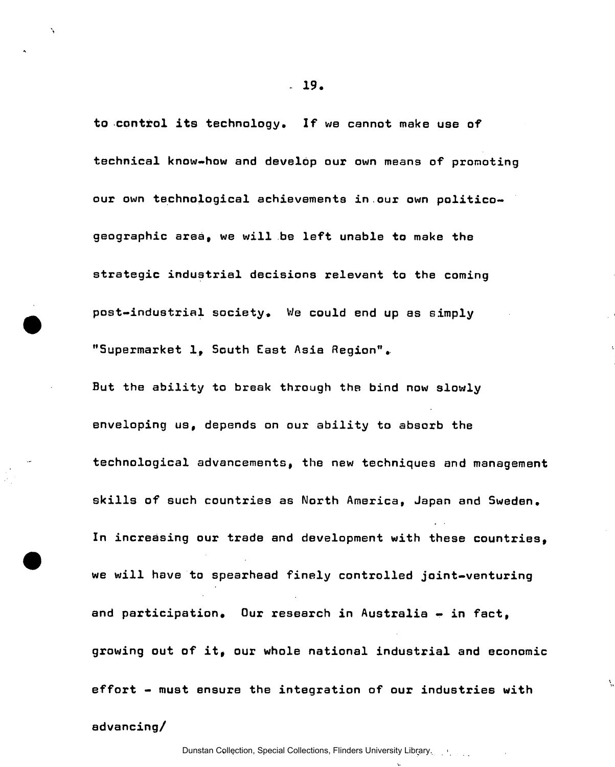to control its technology. If we cannot make use of technical know-how and develop our own means of promoting our own technological achievements in our own politico-geographic area, we will be left unable to make the strategic industrial decisions relevant to the coming post-industrial society. We could end up as simply "Supermarket 1, South East Asia Region".

But the ability to break through the bind now slowly enveloping us, depends on our ability to absorb the technological advancements, the new techniques and management skills of such countries as North America, Japan and Sweden. In increasing our trade and development with these countries, we will have to spearhead finely controlled joint-venturing and participation. Our research in Australia - in fact, growing out of it, our whole national industrial and economic effort - must ensure the integration of our industries with advancing/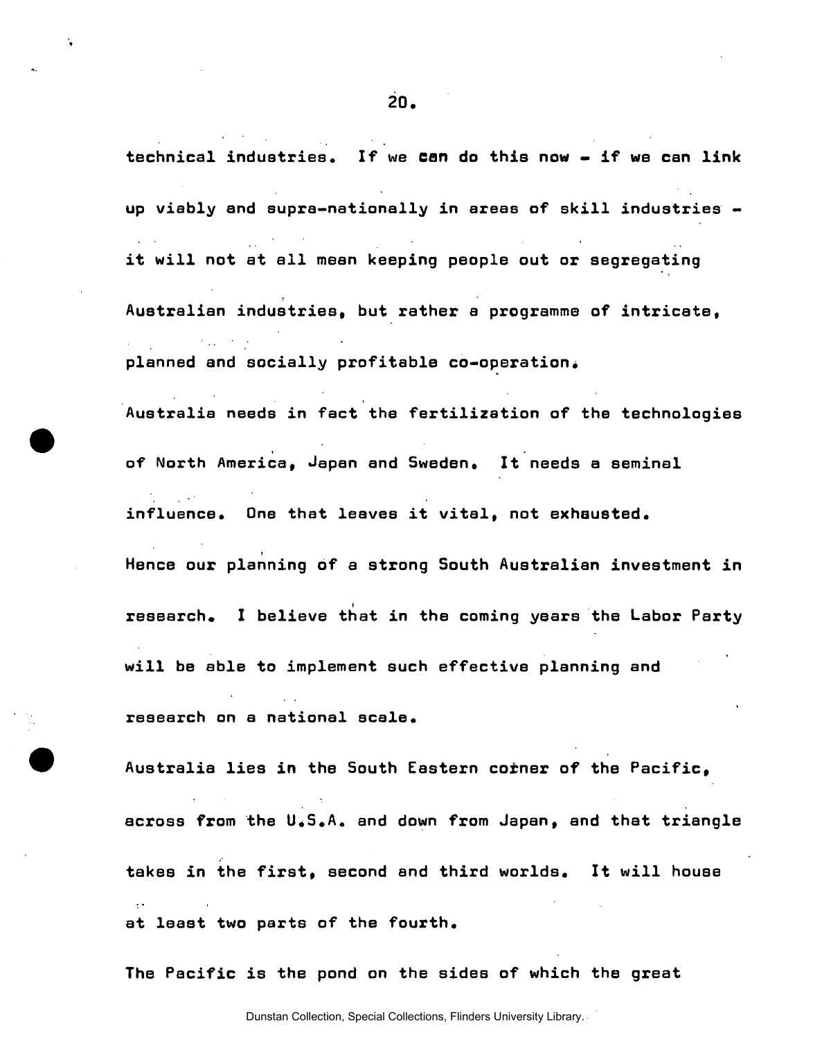technical industries. If we can do this now - if we can link up viably and supra-nationally in areas of skill industries - it will not at all mean keeping people out or segregating Australian industries, but rather a programme of intricate, planned and socially profitable co-operation.

Australia needs in fact the fertilization of the technologies of North America, Japan and Sweden. It needs a seminal influence. One that leaves it vital, not exhausted.

Hence our planning of a strong South Australian investment in research. I believe that in the coming years the Labor Party will be able to implement such effective planning and research on a national scale.

Australia lies in the South Eastern corner of the Pacific, across from the U.S.A. and down from Japan, and that triangle takes in the first, second and third worlds. It will house at least two parts of the fourth.

The Pacific is the pond on the sides of which the great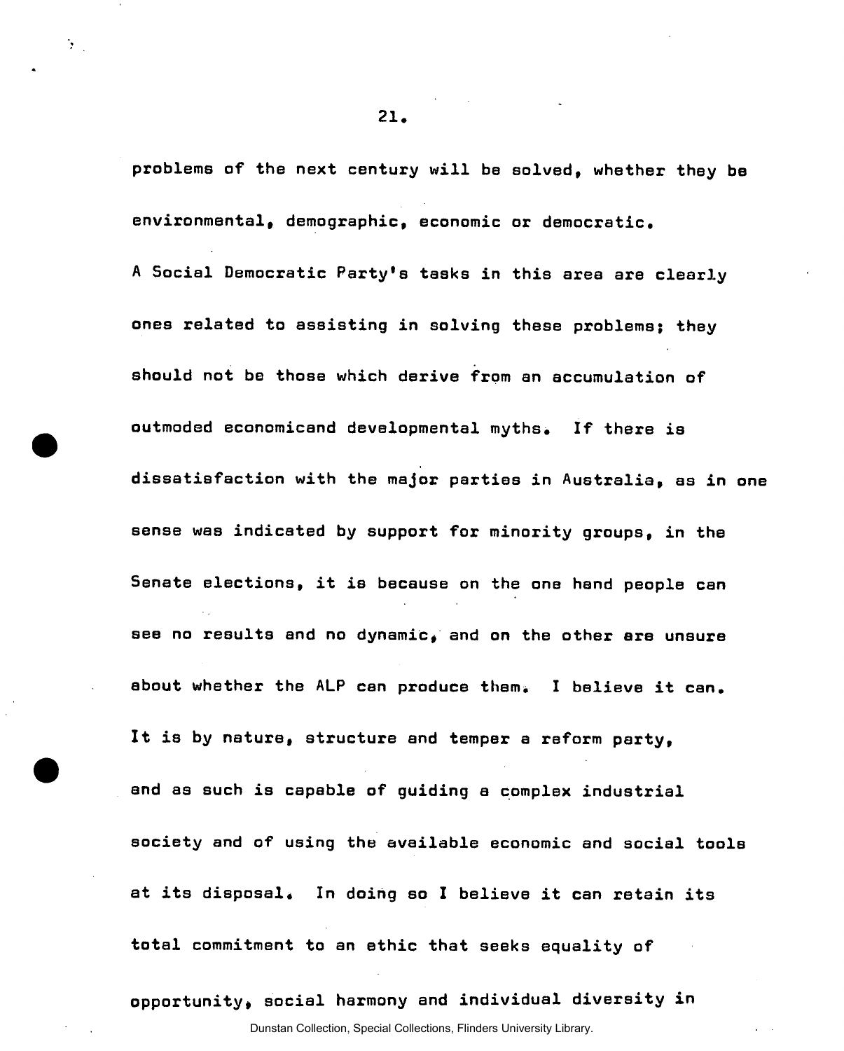problems of the next century will be solved, whether they be environmental, demographic, economic or democratic.

A Social Democratic Party's tasks in this area are clearly ones related to assisting in solving these problems; they should not be those which derive from an accumulation of outmoded economicand developmental myths. If there is dissatisfaction with the major parties in Australia, as in one sense was indicated by support for minority groups, in the Senate elections, it is because on the one hand people can see no results and no dynamic, and on the other are unsure about whether the ALP can produce them. I believe it can. It is by nature, structure and temper a reform party, and as such is capable of guiding a complex industrial society and of using the available economic and social tools at its disposal. In doing so I believe it can retain its total commitment to an ethic that seeks equality of opportunity, social harmony and individual diversity in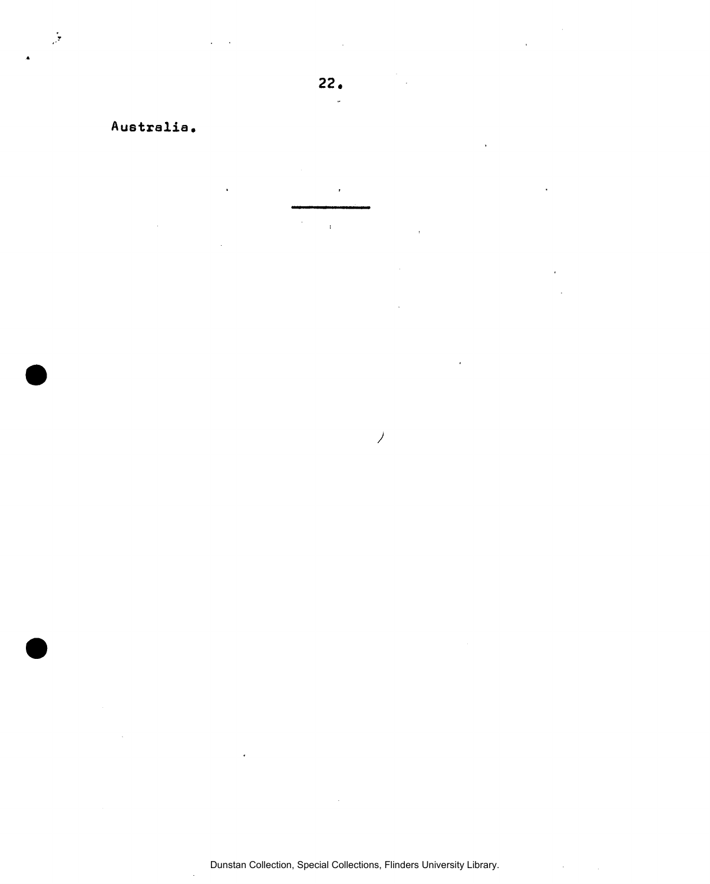Australia.

---